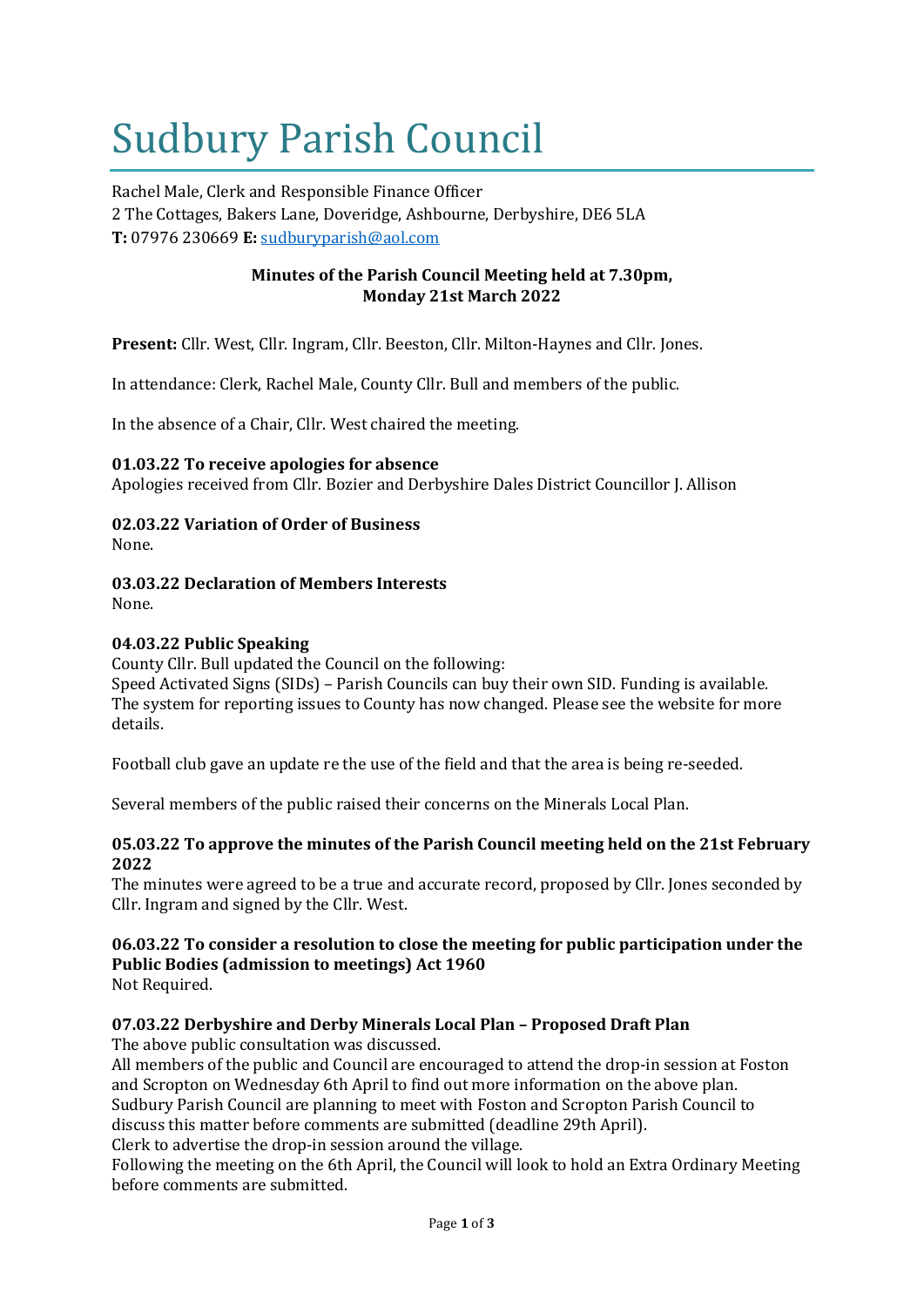# Sudbury Parish Council

Rachel Male, Clerk and Responsible Finance Officer
2 The Cottages, Bakers Lane, Doveridge, Ashbourne, Derbyshire, DE6 5LA
**T:** 07976 230669 **E:** sudburyparish@aol.com

**Minutes of the Parish Council Meeting held at 7.30pm, Monday 21st March 2022**

**Present:** Cllr. West, Cllr. Ingram, Cllr. Beeston, Cllr. Milton-Haynes and Cllr. Jones.

In attendance: Clerk, Rachel Male, County Cllr. Bull and members of the public.

In the absence of a Chair, Cllr. West chaired the meeting.

**01.03.22 To receive apologies for absence**
Apologies received from Cllr. Bozier and Derbyshire Dales District Councillor J. Allison

**02.03.22 Variation of Order of Business**
None.

**03.03.22 Declaration of Members Interests**
None.

**04.03.22 Public Speaking**
County Cllr. Bull updated the Council on the following:
Speed Activated Signs (SIDs) – Parish Councils can buy their own SID. Funding is available. The system for reporting issues to County has now changed. Please see the website for more details.

Football club gave an update re the use of the field and that the area is being re-seeded.

Several members of the public raised their concerns on the Minerals Local Plan.

**05.03.22 To approve the minutes of the Parish Council meeting held on the 21st February 2022**
The minutes were agreed to be a true and accurate record, proposed by Cllr. Jones seconded by Cllr. Ingram and signed by the Cllr. West.

**06.03.22 To consider a resolution to close the meeting for public participation under the Public Bodies (admission to meetings) Act 1960**
Not Required.

**07.03.22 Derbyshire and Derby Minerals Local Plan – Proposed Draft Plan**
The above public consultation was discussed.
All members of the public and Council are encouraged to attend the drop-in session at Foston and Scropton on Wednesday 6th April to find out more information on the above plan.
Sudbury Parish Council are planning to meet with Foston and Scropton Parish Council to discuss this matter before comments are submitted (deadline 29th April).
Clerk to advertise the drop-in session around the village.
Following the meeting on the 6th April, the Council will look to hold an Extra Ordinary Meeting before comments are submitted.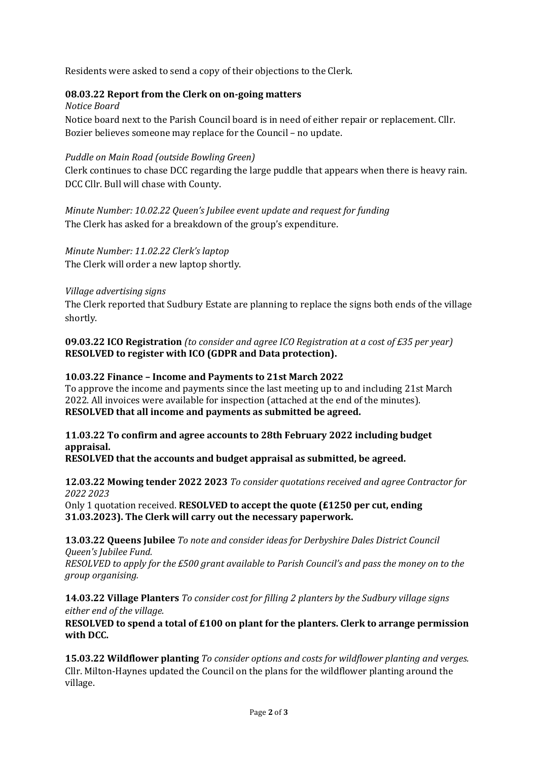Residents were asked to send a copy of their objections to the Clerk.

**08.03.22 Report from the Clerk on on-going matters**

*Notice Board*

Notice board next to the Parish Council board is in need of either repair or replacement. Cllr. Bozier believes someone may replace for the Council – no update.

*Puddle on Main Road (outside Bowling Green)*

Clerk continues to chase DCC regarding the large puddle that appears when there is heavy rain. DCC Cllr. Bull will chase with County.

*Minute Number: 10.02.22 Queen's Jubilee event update and request for funding*

The Clerk has asked for a breakdown of the group's expenditure.

*Minute Number: 11.02.22 Clerk's laptop*

The Clerk will order a new laptop shortly.

*Village advertising signs*

The Clerk reported that Sudbury Estate are planning to replace the signs both ends of the village shortly.

**09.03.22 ICO Registration** *(to consider and agree ICO Registration at a cost of £35 per year)*
**RESOLVED to register with ICO (GDPR and Data protection).**

**10.03.22 Finance – Income and Payments to 21st March 2022**

To approve the income and payments since the last meeting up to and including 21st March 2022. All invoices were available for inspection (attached at the end of the minutes).
**RESOLVED that all income and payments as submitted be agreed.**

**11.03.22 To confirm and agree accounts to 28th February 2022 including budget appraisal.**

**RESOLVED that the accounts and budget appraisal as submitted, be agreed.**

**12.03.22 Mowing tender 2022 2023** *To consider quotations received and agree Contractor for 2022 2023*

Only 1 quotation received. **RESOLVED to accept the quote (£1250 per cut, ending 31.03.2023). The Clerk will carry out the necessary paperwork.**

**13.03.22 Queens Jubilee** *To note and consider ideas for Derbyshire Dales District Council Queen's Jubilee Fund.*

*RESOLVED to apply for the £500 grant available to Parish Council's and pass the money on to the group organising.*

**14.03.22 Village Planters** *To consider cost for filling 2 planters by the Sudbury village signs either end of the village.*

**RESOLVED to spend a total of £100 on plant for the planters. Clerk to arrange permission with DCC.**

**15.03.22 Wildflower planting** *To consider options and costs for wildflower planting and verges.*
Cllr. Milton-Haynes updated the Council on the plans for the wildflower planting around the village.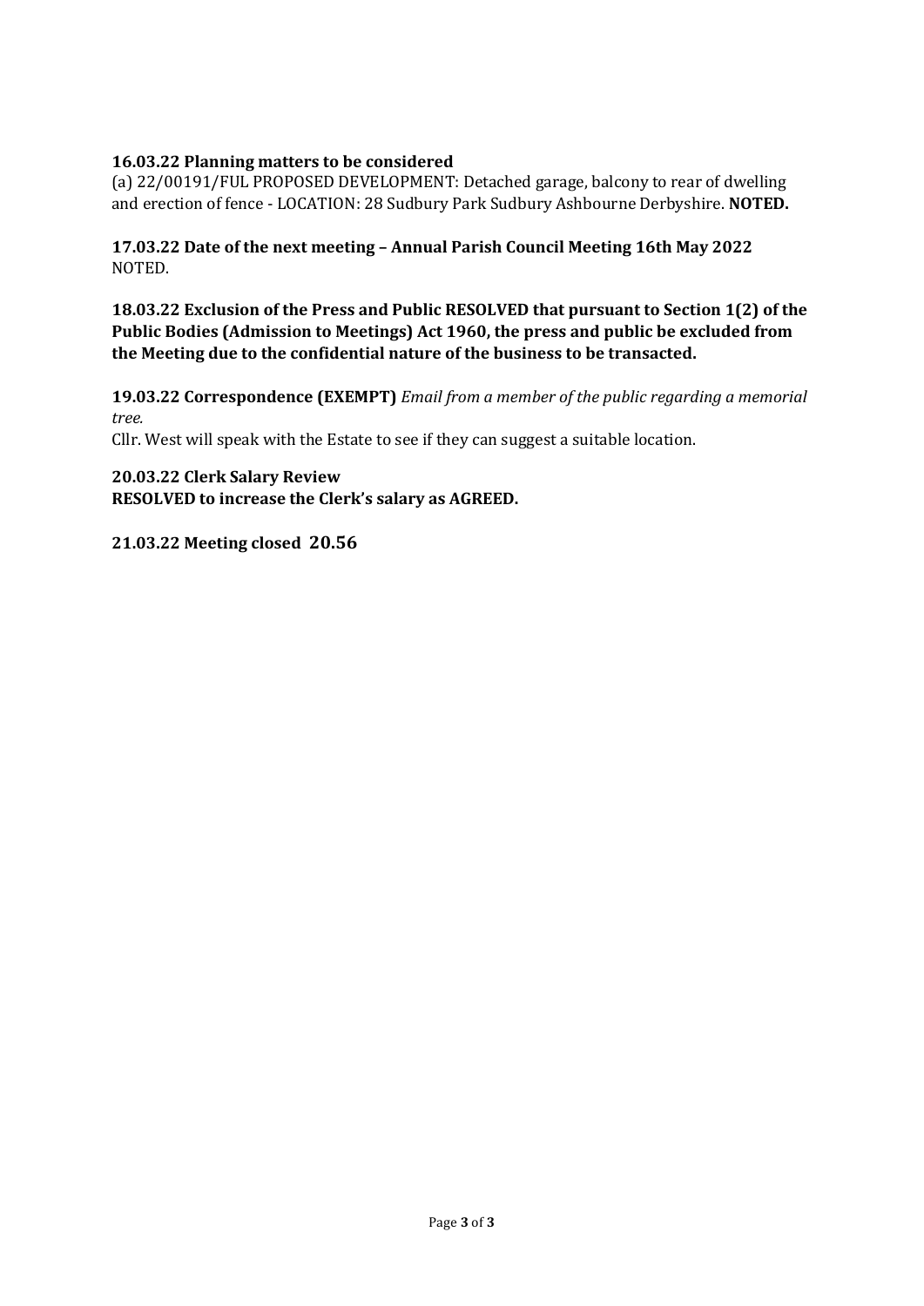**16.03.22 Planning matters to be considered**
(a) 22/00191/FUL PROPOSED DEVELOPMENT: Detached garage, balcony to rear of dwelling and erection of fence - LOCATION: 28 Sudbury Park Sudbury Ashbourne Derbyshire. **NOTED.**

**17.03.22 Date of the next meeting – Annual Parish Council Meeting 16th May 2022**
NOTED.

**18.03.22 Exclusion of the Press and Public RESOLVED that pursuant to Section 1(2) of the Public Bodies (Admission to Meetings) Act 1960, the press and public be excluded from the Meeting due to the confidential nature of the business to be transacted.**

**19.03.22 Correspondence (EXEMPT)** *Email from a member of the public regarding a memorial tree.*
Cllr. West will speak with the Estate to see if they can suggest a suitable location.

**20.03.22 Clerk Salary Review**
**RESOLVED to increase the Clerk's salary as AGREED.**

**21.03.22 Meeting closed 20.56**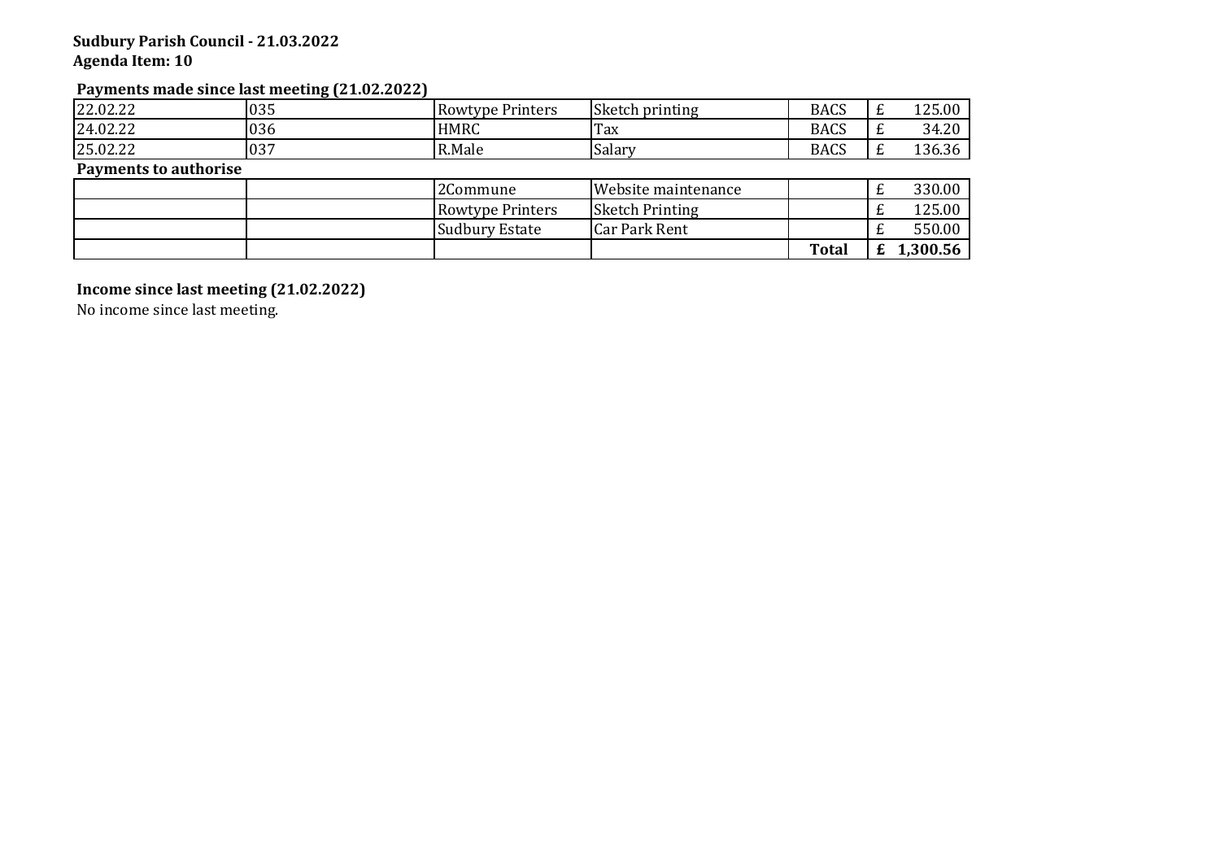**Sudbury Parish Council - 21.03.2022**
**Agenda Item: 10**

**Payments made since last meeting (21.02.2022)**

| | | | | | |
|---|---|---|---|---|---|
| 22.02.22 | 035 | Rowtype Printers | Sketch printing | BACS | £ 125.00 |
| 24.02.22 | 036 | HMRC | Tax | BACS | £ 34.20 |
| 25.02.22 | 037 | R.Male | Salary | BACS | £ 136.36 |

**Payments to authorise**

| | | | | | |
|---|---|---|---|---|---|
| | | 2Commune | Website maintenance | | £ 330.00 |
| | | Rowtype Printers | Sketch Printing | | £ 125.00 |
| | | Sudbury Estate | Car Park Rent | | £ 550.00 |
| | | | | **Total** | **£ 1,300.56** |

**Income since last meeting (21.02.2022)**

No income since last meeting.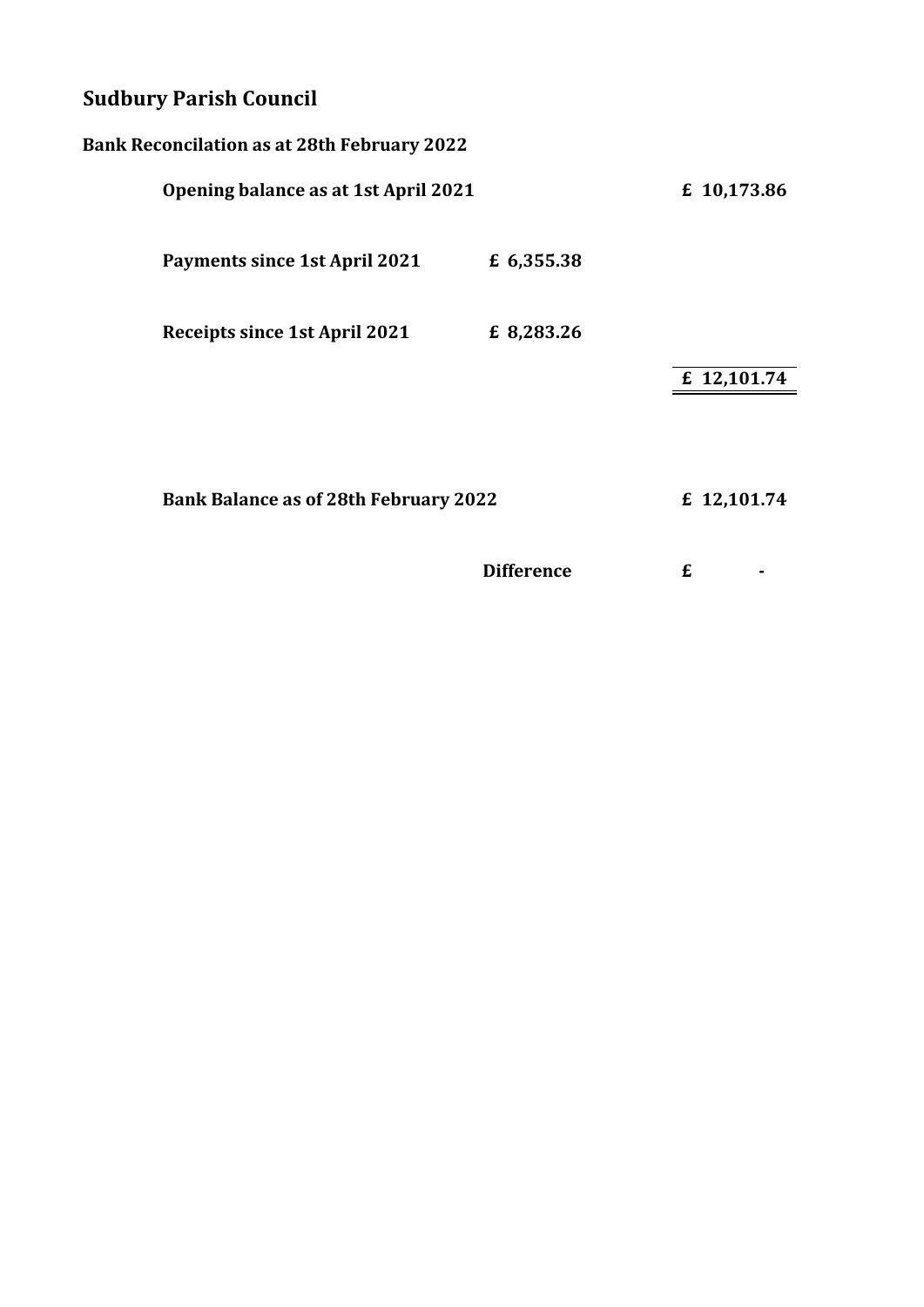# Sudbury Parish Council

## Bank Reconcilation as at 28th February 2022

| | | |
|---|---|---|
| **Opening balance as at 1st April 2021** | | **£ 10,173.86** |
| **Payments since 1st April 2021** | **£ 6,355.38** | |
| **Receipts since 1st April 2021** | **£ 8,283.26** | |
| | | **£ 12,101.74** |
| **Bank Balance as of 28th February 2022** | | **£ 12,101.74** |
| | **Difference** | **£ -** |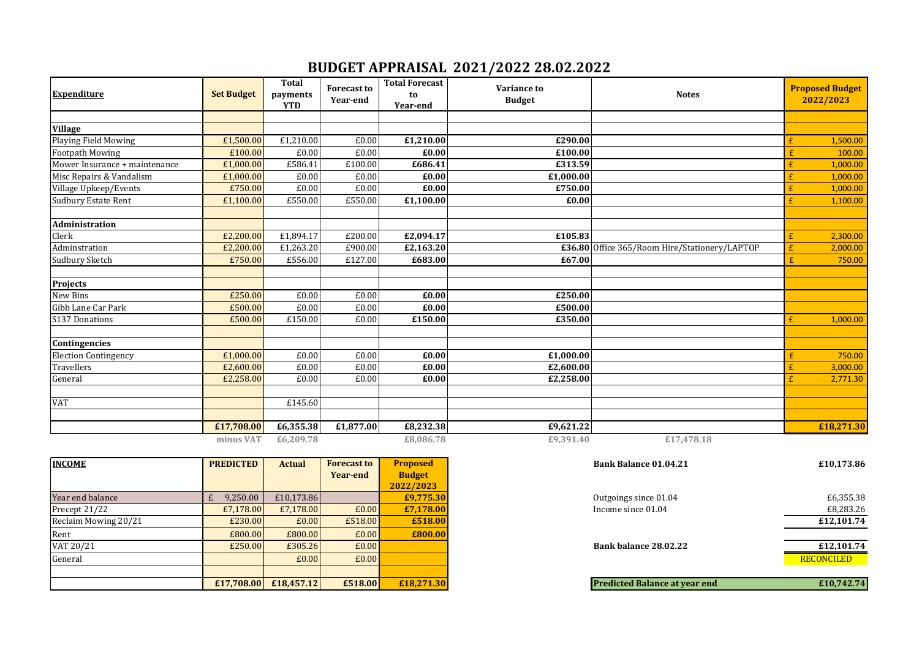# BUDGET APPRAISAL 2021/2022 28.02.2022

| Expenditure | Set Budget | Total payments YTD | Forecast to Year-end | Total Forecast to Year-end | Variance to Budget | Notes | Proposed Budget 2022/2023 |
|---|---|---|---|---|---|---|---|
| | | | | | | | |
| **Village** | | | | | | | |
| Playing Field Mowing | £1,500.00 | £1,210.00 | £0.00 | **£1,210.00** | **£290.00** | | £ 1,500.00 |
| Footpath Mowing | £100.00 | £0.00 | £0.00 | **£0.00** | **£100.00** | | £ 100.00 |
| Mower Insurance + maintenance | £1,000.00 | £586.41 | £100.00 | **£686.41** | **£313.59** | | £ 1,000.00 |
| Misc Repairs & Vandalism | £1,000.00 | £0.00 | £0.00 | **£0.00** | **£1,000.00** | | £ 1,000.00 |
| Village Upkeep/Events | £750.00 | £0.00 | £0.00 | **£0.00** | **£750.00** | | £ 1,000.00 |
| Sudbury Estate Rent | £1,100.00 | £550.00 | £550.00 | **£1,100.00** | **£0.00** | | £ 1,100.00 |
| | | | | | | | |
| **Administration** | | | | | | | |
| Clerk | £2,200.00 | £1,894.17 | £200.00 | **£2,094.17** | **£105.83** | | £ 2,300.00 |
| Adminstration | £2,200.00 | £1,263.20 | £900.00 | **£2,163.20** | **£36.80** | Office 365/Room Hire/Stationery/LAPTOP | £ 2,000.00 |
| Sudbury Sketch | £750.00 | £556.00 | £127.00 | **£683.00** | **£67.00** | | £ 750.00 |
| | | | | | | | |
| **Projects** | | | | | | | |
| New Bins | £250.00 | £0.00 | £0.00 | **£0.00** | **£250.00** | | |
| Gibb Lane Car Park | £500.00 | £0.00 | £0.00 | **£0.00** | **£500.00** | | |
| S137 Donations | £500.00 | £150.00 | £0.00 | **£150.00** | **£350.00** | | £ 1,000.00 |
| | | | | | | | |
| **Contingencies** | | | | | | | |
| Election Contingency | £1,000.00 | £0.00 | £0.00 | **£0.00** | **£1,000.00** | | £ 750.00 |
| Travellers | £2,600.00 | £0.00 | £0.00 | **£0.00** | **£2,600.00** | | £ 3,000.00 |
| General | £2,258.00 | £0.00 | £0.00 | **£0.00** | **£2,258.00** | | £ 2,771.30 |
| | | | | | | | |
| VAT | | £145.60 | | | | | |
| | | | | | | | |
| | **£17,708.00** | **£6,355.38** | **£1,877.00** | **£8,232.38** | **£9,621.22** | | **£18,271.30** |
| | minus VAT | £6,209.78 | | £8,086.78 | £9,391.40 | £17,478.18 | |

| INCOME | PREDICTED | Actual | Forecast to Year-end | Proposed Budget 2022/2023 |
|---|---|---|---|---|
| Year end balance | £ 9,250.00 | £10,173.86 | | **£9,775.30** |
| Precept 21/22 | £7,178.00 | £7,178.00 | £0.00 | **£7,178.00** |
| Reclaim Mowing 20/21 | £230.00 | £0.00 | £518.00 | **£518.00** |
| Rent | £800.00 | £800.00 | £0.00 | **£800.00** |
| VAT 20/21 | £250.00 | £305.26 | £0.00 | |
| General | | £0.00 | £0.00 | |
| | | | | |
| | **£17,708.00** | **£18,457.12** | **£518.00** | **£18,271.30** |

| | |
|---|---|
| **Bank Balance 01.04.21** | **£10,173.86** |
| | |
| Outgoings since 01.04 | £6,355.38 |
| Income since 01.04 | £8,283.26 |
| | **£12,101.74** |
| | |
| **Bank balance 28.02.22** | **£12,101.74** |
| | RECONCILED |
| | |
| **Predicted Balance at year end** | **£10,742.74** |